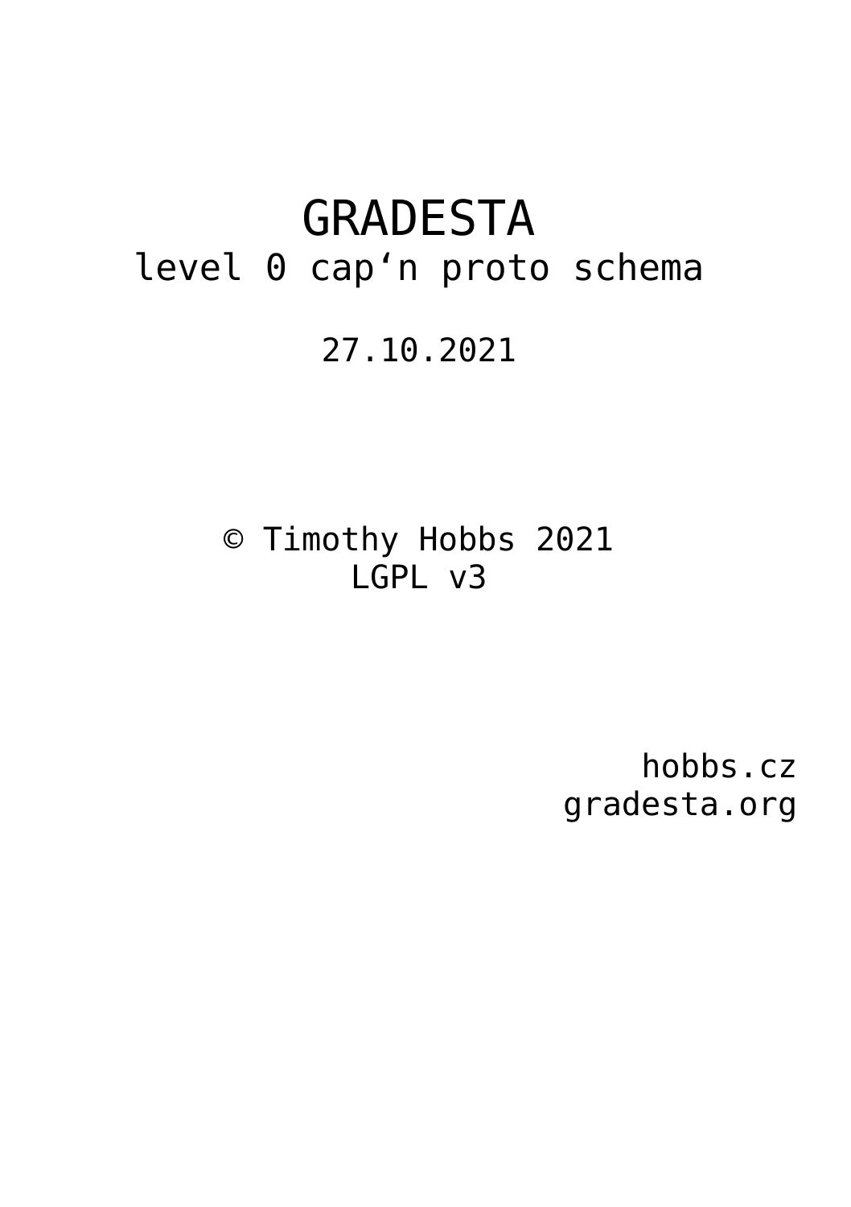# GRADESTA

level 0 cap‘n proto schema

27.10.2021

© Timothy Hobbs 2021
LGPL v3

hobbs.cz
gradesta.org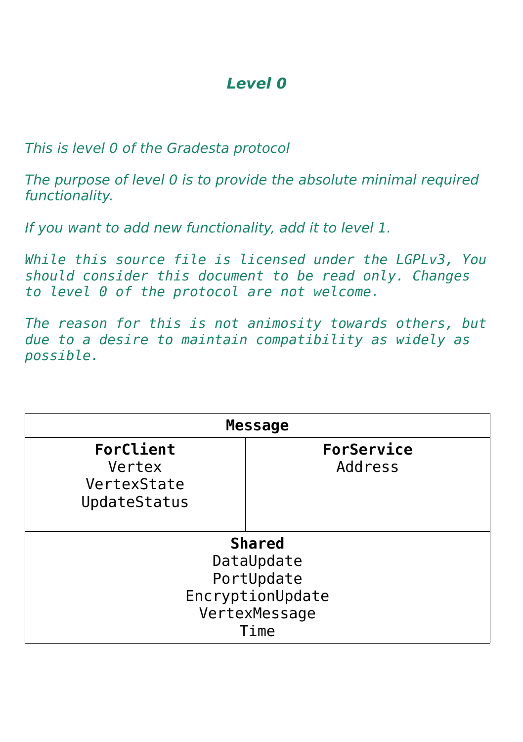# *Level 0*

*This is level 0 of the Gradesta protocol*

*The purpose of level 0 is to provide the absolute minimal required functionality.*

*If you want to add new functionality, add it to level 1.*

*While this source file is licensed under the LGPLv3, You should consider this document to be read only. Changes to level 0 of the protocol are not welcome.*

*The reason for this is not animosity towards others, but due to a desire to maintain compatibility as widely as possible.*

| **Message** | |
|---|---|
| **ForClient**<br>Vertex<br>VertexState<br>UpdateStatus | **ForService**<br>Address |
| **Shared**<br>DataUpdate<br>PortUpdate<br>EncryptionUpdate<br>VertexMessage<br>Time | |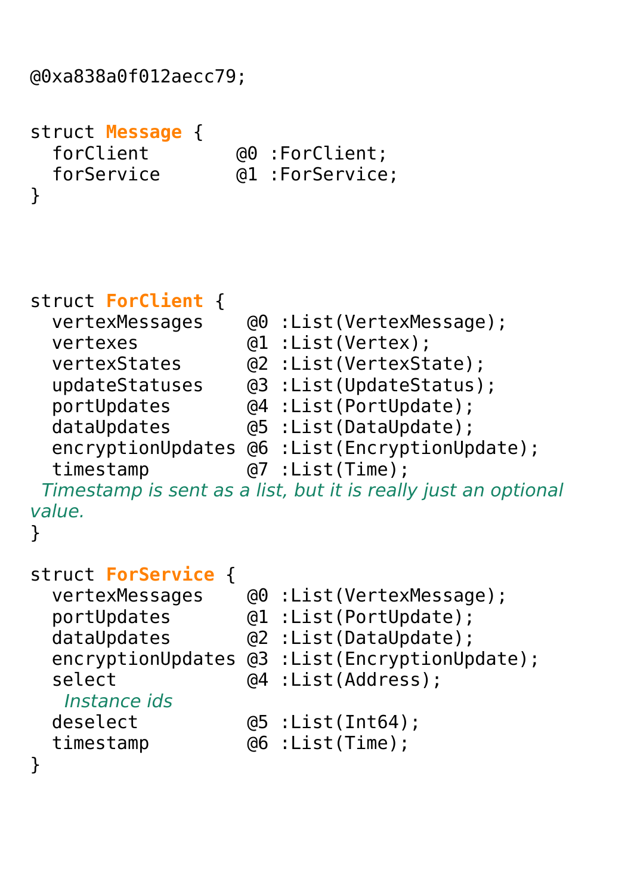```
@0xa838a0f012aecc79;


struct Message {
  forClient        @0 :ForClient;
  forService       @1 :ForService;
}
```

```
struct ForClient {
  vertexMessages    @0 :List(VertexMessage);
  vertexes          @1 :List(Vertex);
  vertexStates      @2 :List(VertexState);
  updateStatuses    @3 :List(UpdateStatus);
  portUpdates       @4 :List(PortUpdate);
  dataUpdates       @5 :List(DataUpdate);
  encryptionUpdates @6 :List(EncryptionUpdate);
  timestamp         @7 :List(Time);
```

*Timestamp is sent as a list, but it is really just an optional value.*

```
}
```

```
struct ForService {
  vertexMessages    @0 :List(VertexMessage);
  portUpdates       @1 :List(PortUpdate);
  dataUpdates       @2 :List(DataUpdate);
  encryptionUpdates @3 :List(EncryptionUpdate);
  select            @4 :List(Address);
```

*Instance ids*

```
  deselect          @5 :List(Int64);
  timestamp         @6 :List(Time);
}
```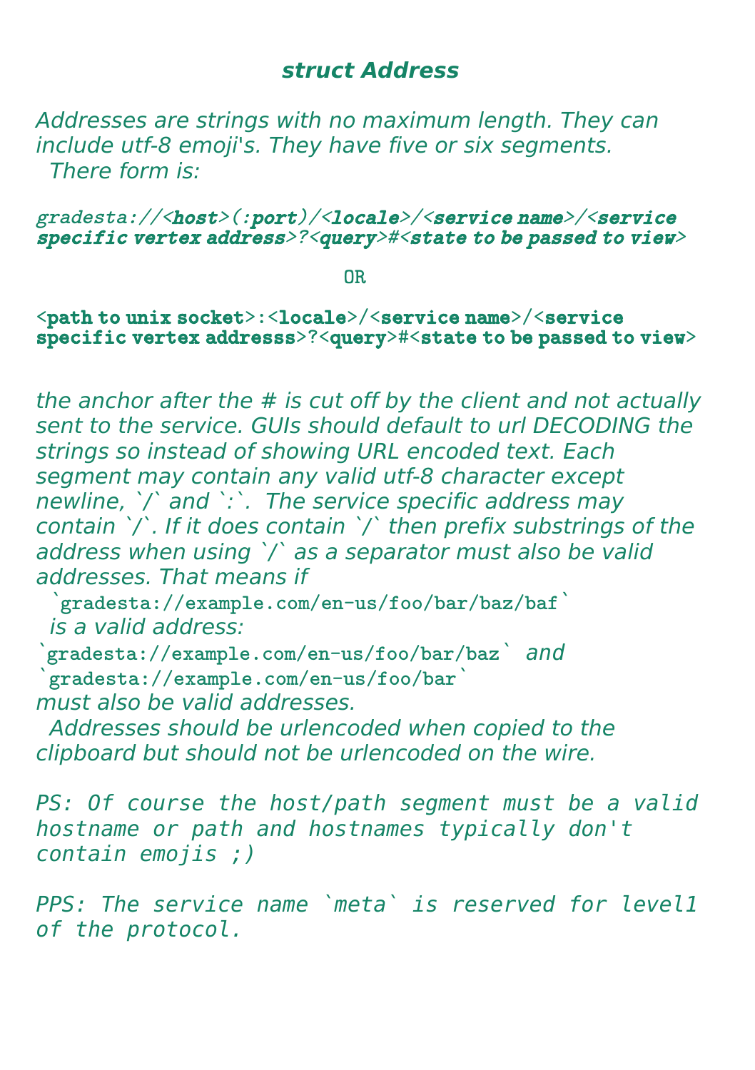### *struct Address*

*Addresses are strings with no maximum length. They can include utf-8 emoji's. They have five or six segments. There form is:*

***gradesta://<host>(:port)/<locale>/<service name>/<service specific vertex address>?<query>#<state to be passed to view>***

OR

**<path to unix socket>:<locale>/<service name>/<service specific vertex addresss>?<query>#<state to be passed to view>**

*the anchor after the # is cut off by the client and not actually sent to the service. GUIs should default to url DECODING the strings so instead of showing URL encoded text. Each segment may contain any valid utf-8 character except newline, `/` and `:`. The service specific address may contain `/`. If it does contain `/` then prefix substrings of the address when using `/` as a separator must also be valid addresses. That means if* `gradesta://example.com/en-us/foo/bar/baz/baf` *is a valid address:* `gradesta://example.com/en-us/foo/bar/baz` *and* `gradesta://example.com/en-us/foo/bar` *must also be valid addresses.*
*Addresses should be urlencoded when copied to the clipboard but should not be urlencoded on the wire.*

*PS: Of course the host/path segment must be a valid hostname or path and hostnames typically don't contain emojis ;)*

*PPS: The service name `meta` is reserved for level1 of the protocol.*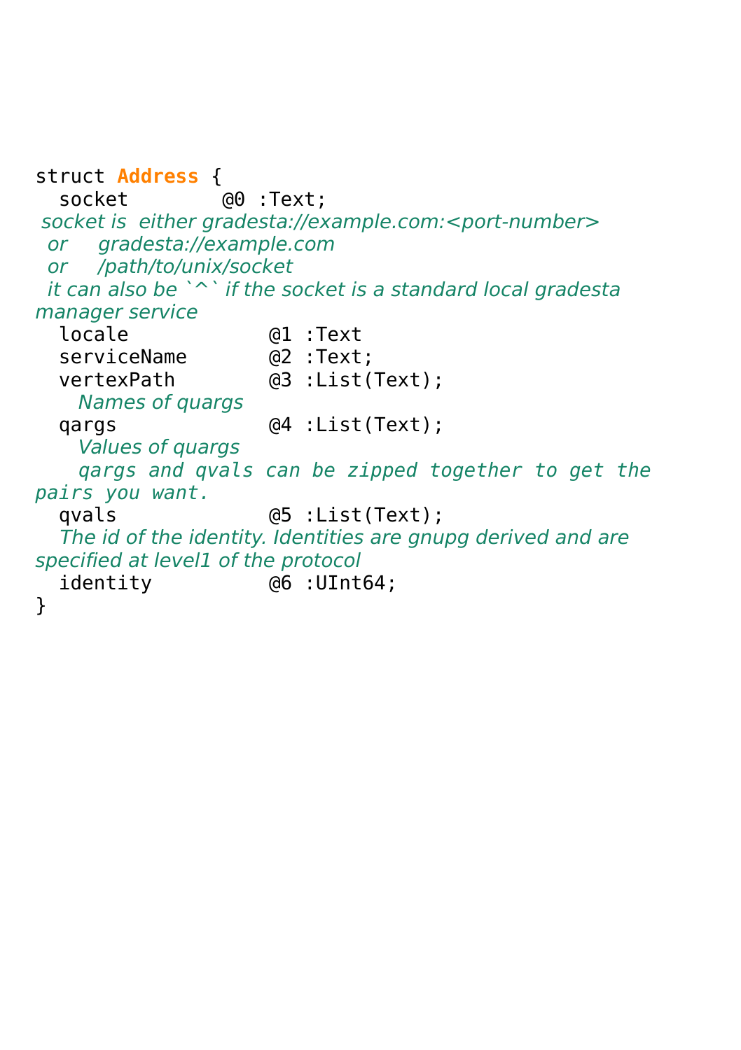```
struct Address {
  socket        @0 :Text;
 socket is  either gradesta://example.com:<port-number>
  or    gradesta://example.com
  or    /path/to/unix/socket
  it can also be `^` if the socket is a standard local gradesta
manager service
  locale            @1 :Text
  serviceName       @2 :Text;
  vertexPath        @3 :List(Text);
    Names of quargs
  qargs             @4 :List(Text);
    Values of quargs
    qargs and qvals can be zipped together to get the
pairs you want.
  qvals             @5 :List(Text);
   The id of the identity. Identities are gnupg derived and are
specified at level1 of the protocol
  identity          @6 :UInt64;
}
```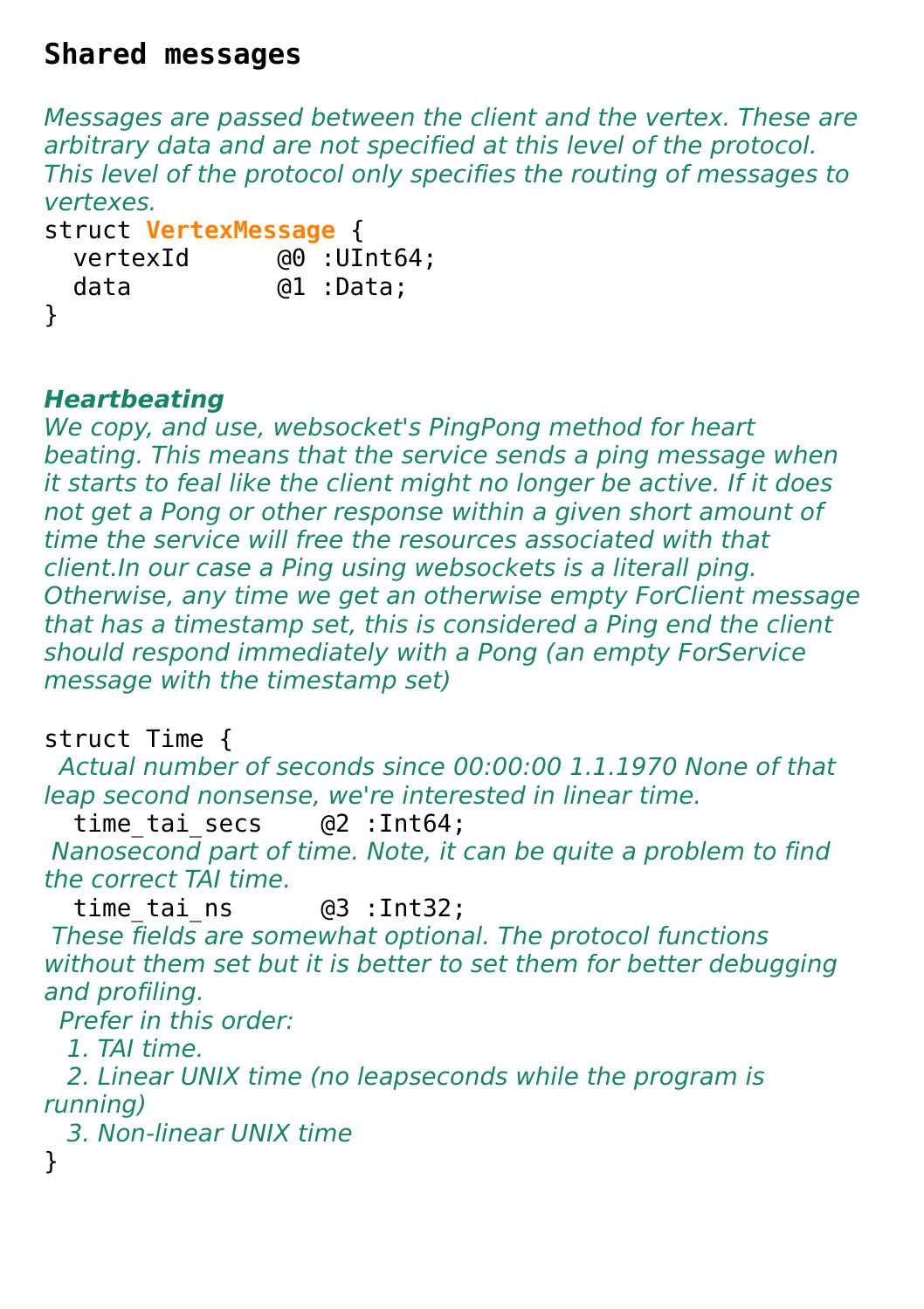## Shared messages

*Messages are passed between the client and the vertex. These are arbitrary data and are not specified at this level of the protocol. This level of the protocol only specifies the routing of messages to vertexes.*

```
struct VertexMessage {
  vertexId      @0 :UInt64;
  data          @1 :Data;
}
```

***Heartbeating***

*We copy, and use, websocket's PingPong method for heart beating. This means that the service sends a ping message when it starts to feal like the client might no longer be active. If it does not get a Pong or other response within a given short amount of time the service will free the resources associated with that client.In our case a Ping using websockets is a literall ping. Otherwise, any time we get an otherwise empty ForClient message that has a timestamp set, this is considered a Ping end the client should respond immediately with a Pong (an empty ForService message with the timestamp set)*

```
struct Time {
```
*Actual number of seconds since 00:00:00 1.1.1970 None of that leap second nonsense, we're interested in linear time.*
```
  time_tai_secs    @2 :Int64;
```
*Nanosecond part of time. Note, it can be quite a problem to find the correct TAI time.*
```
  time_tai_ns      @3 :Int32;
```
*These fields are somewhat optional. The protocol functions without them set but it is better to set them for better debugging and profiling.*

*Prefer in this order:*

1. *TAI time.*
2. *Linear UNIX time (no leapseconds while the program is running)*
3. *Non-linear UNIX time*

```
}
```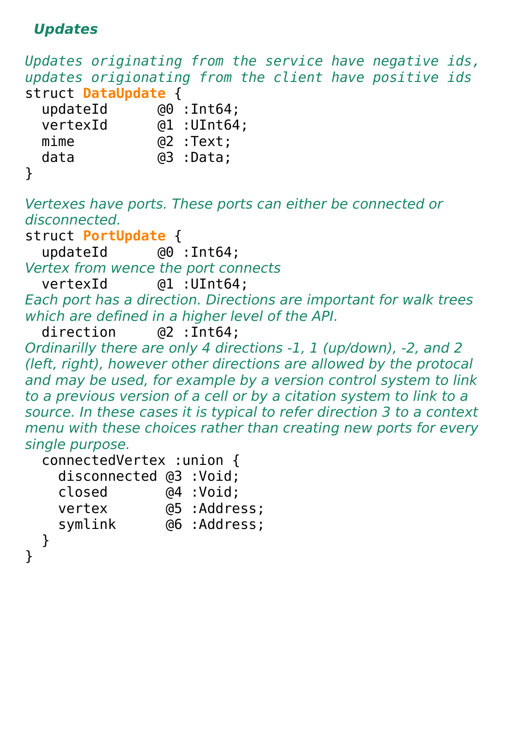### *Updates*

*Updates originating from the service have negative ids, updates origionating from the client have positive ids*

```
struct DataUpdate {
  updateId      @0 :Int64;
  vertexId      @1 :UInt64;
  mime          @2 :Text;
  data          @3 :Data;
}
```

*Vertexes have ports. These ports can either be connected or disconnected.*

```
struct PortUpdate {
  updateId      @0 :Int64;
```

*Vertex from wence the port connects*

```
  vertexId      @1 :UInt64;
```

*Each port has a direction. Directions are important for walk trees which are defined in a higher level of the API.*

```
  direction     @2 :Int64;
```

*Ordinarilly there are only 4 directions -1, 1 (up/down), -2, and 2 (left, right), however other directions are allowed by the protocal and may be used, for example by a version control system to link to a previous version of a cell or by a citation system to link to a source. In these cases it is typical to refer direction 3 to a context menu with these choices rather than creating new ports for every single purpose.*

```
  connectedVertex :union {
    disconnected @3 :Void;
    closed       @4 :Void;
    vertex       @5 :Address;
    symlink      @6 :Address;
  }
}
```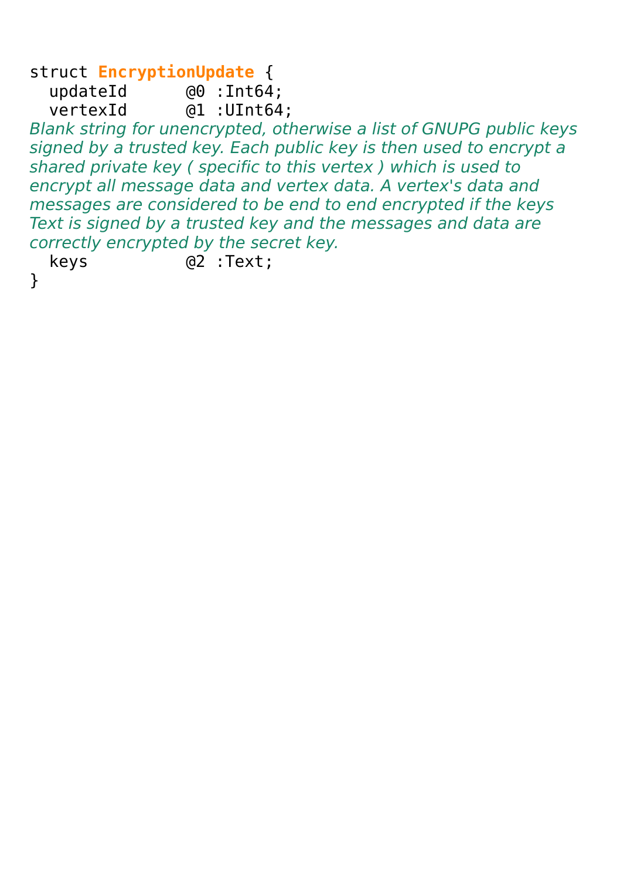```
struct EncryptionUpdate {
  updateId      @0 :Int64;
  vertexId      @1 :UInt64;
```

*Blank string for unencrypted, otherwise a list of GNUPG public keys signed by a trusted key. Each public key is then used to encrypt a shared private key ( specific to this vertex ) which is used to encrypt all message data and vertex data. A vertex's data and messages are considered to be end to end encrypted if the keys Text is signed by a trusted key and the messages and data are correctly encrypted by the secret key.*

```
  keys          @2 :Text;
}
```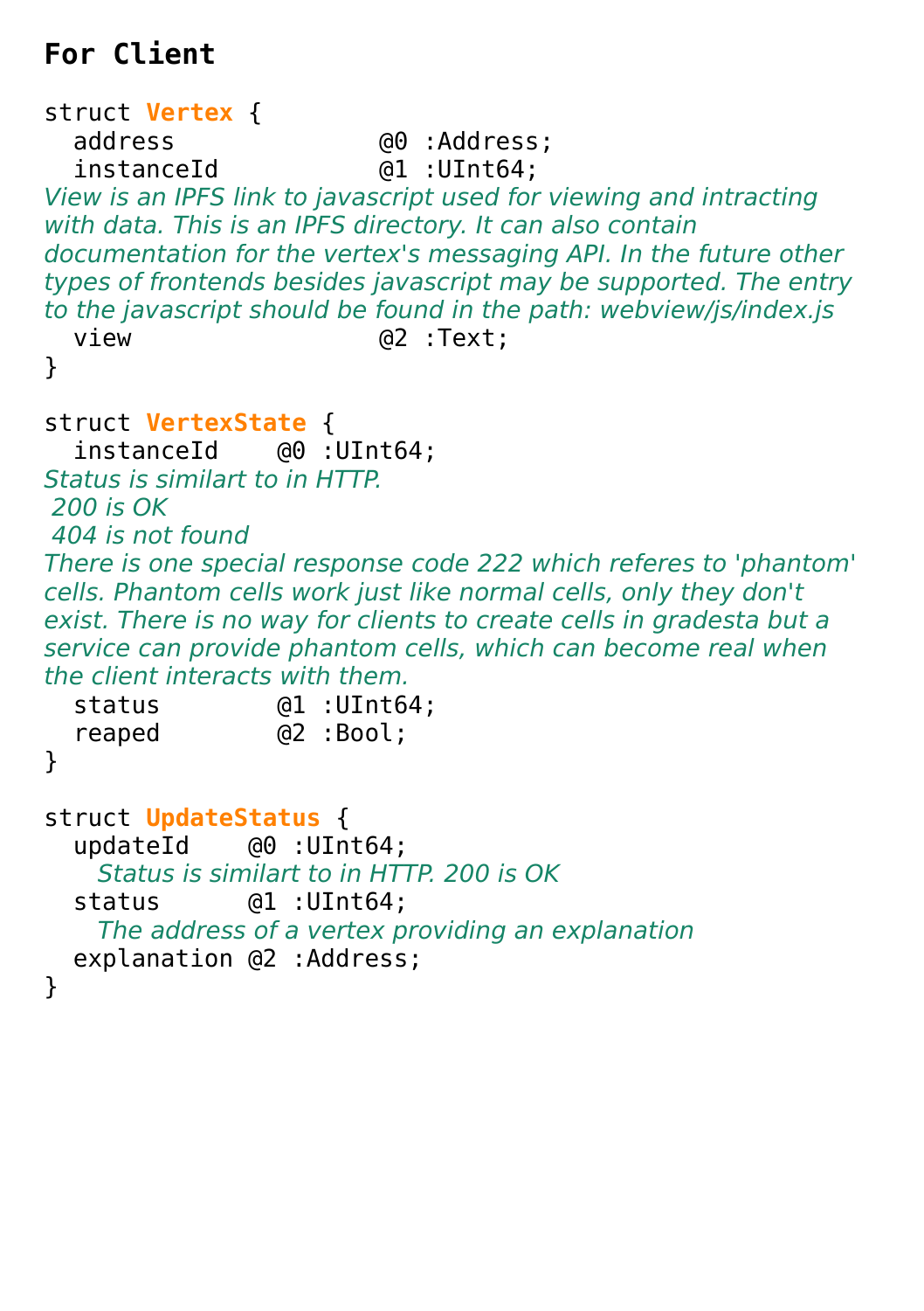**For Client**

```
struct Vertex {
  address             @0 :Address;
  instanceId          @1 :UInt64;
View is an IPFS link to javascript used for viewing and intracting
with data. This is an IPFS directory. It can also contain
documentation for the vertex's messaging API. In the future other
types of frontends besides javascript may be supported. The entry
to the javascript should be found in the path: webview/js/index.js
  view                @2 :Text;
}

struct VertexState {
  instanceId    @0 :UInt64;
Status is similart to in HTTP.
 200 is OK
 404 is not found
There is one special response code 222 which referes to 'phantom'
cells. Phantom cells work just like normal cells, only they don't
exist. There is no way for clients to create cells in gradesta but a
service can provide phantom cells, which can become real when
the client interacts with them.
  status        @1 :UInt64;
  reaped        @2 :Bool;
}

struct UpdateStatus {
  updateId    @0 :UInt64;
    Status is similart to in HTTP. 200 is OK
  status      @1 :UInt64;
    The address of a vertex providing an explanation
  explanation @2 :Address;
}
```